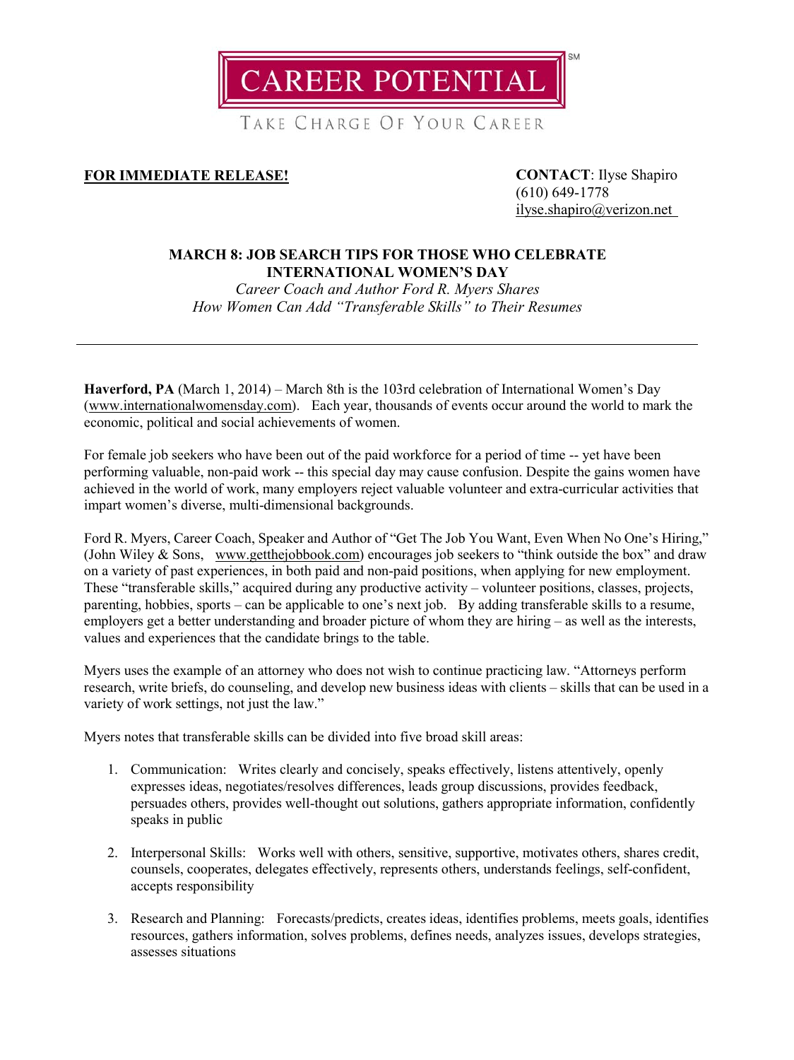# CAREER POTENTIAL[SM]

TAKE CHARGE OF YOUR CAREER

**FOR IMMEDIATE RELEASE!**

**CONTACT**: Ilyse Shapiro
(610) 649-1778
ilyse.shapiro@verizon.net

## MARCH 8: JOB SEARCH TIPS FOR THOSE WHO CELEBRATE INTERNATIONAL WOMEN'S DAY

*Career Coach and Author Ford R. Myers Shares*
*How Women Can Add "Transferable Skills" to Their Resumes*

---

**Haverford, PA** (March 1, 2014) – March 8th is the 103rd celebration of International Women's Day (www.internationalwomensday.com). Each year, thousands of events occur around the world to mark the economic, political and social achievements of women.

For female job seekers who have been out of the paid workforce for a period of time -- yet have been performing valuable, non-paid work -- this special day may cause confusion. Despite the gains women have achieved in the world of work, many employers reject valuable volunteer and extra-curricular activities that impart women's diverse, multi-dimensional backgrounds.

Ford R. Myers, Career Coach, Speaker and Author of "Get The Job You Want, Even When No One's Hiring," (John Wiley & Sons, www.getthejobbook.com) encourages job seekers to "think outside the box" and draw on a variety of past experiences, in both paid and non-paid positions, when applying for new employment. These "transferable skills," acquired during any productive activity – volunteer positions, classes, projects, parenting, hobbies, sports – can be applicable to one's next job. By adding transferable skills to a resume, employers get a better understanding and broader picture of whom they are hiring – as well as the interests, values and experiences that the candidate brings to the table.

Myers uses the example of an attorney who does not wish to continue practicing law. "Attorneys perform research, write briefs, do counseling, and develop new business ideas with clients – skills that can be used in a variety of work settings, not just the law."

Myers notes that transferable skills can be divided into five broad skill areas:

1. Communication: Writes clearly and concisely, speaks effectively, listens attentively, openly expresses ideas, negotiates/resolves differences, leads group discussions, provides feedback, persuades others, provides well-thought out solutions, gathers appropriate information, confidently speaks in public

2. Interpersonal Skills: Works well with others, sensitive, supportive, motivates others, shares credit, counsels, cooperates, delegates effectively, represents others, understands feelings, self-confident, accepts responsibility

3. Research and Planning: Forecasts/predicts, creates ideas, identifies problems, meets goals, identifies resources, gathers information, solves problems, defines needs, analyzes issues, develops strategies, assesses situations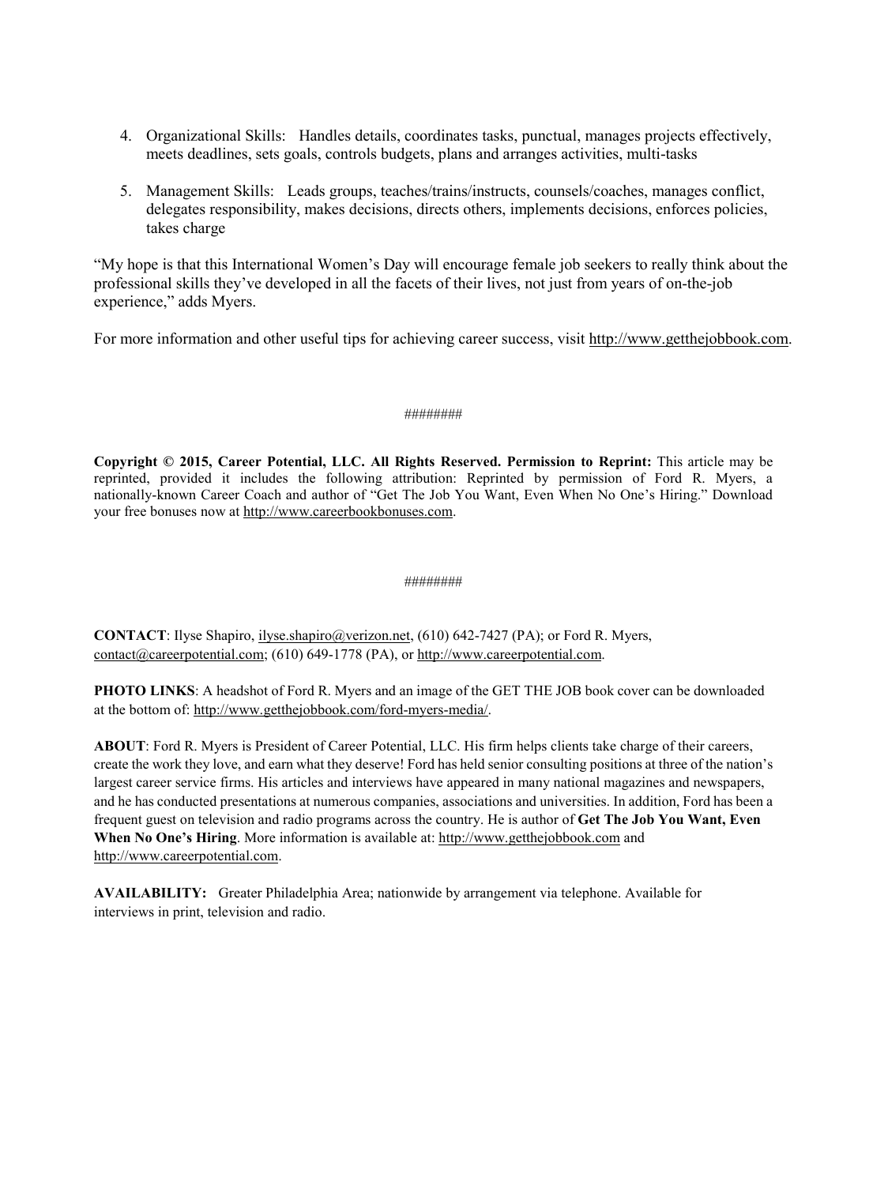4. Organizational Skills: Handles details, coordinates tasks, punctual, manages projects effectively, meets deadlines, sets goals, controls budgets, plans and arranges activities, multi-tasks

5. Management Skills: Leads groups, teaches/trains/instructs, counsels/coaches, manages conflict, delegates responsibility, makes decisions, directs others, implements decisions, enforces policies, takes charge

"My hope is that this International Women's Day will encourage female job seekers to really think about the professional skills they've developed in all the facets of their lives, not just from years of on-the-job experience," adds Myers.

For more information and other useful tips for achieving career success, visit http://www.getthejobbook.com.

########

**Copyright © 2015, Career Potential, LLC. All Rights Reserved. Permission to Reprint:** This article may be reprinted, provided it includes the following attribution: Reprinted by permission of Ford R. Myers, a nationally-known Career Coach and author of "Get The Job You Want, Even When No One's Hiring." Download your free bonuses now at http://www.careerbookbonuses.com.

########

**CONTACT**: Ilyse Shapiro, ilyse.shapiro@verizon.net, (610) 642-7427 (PA); or Ford R. Myers, contact@careerpotential.com; (610) 649-1778 (PA), or http://www.careerpotential.com.

**PHOTO LINKS**: A headshot of Ford R. Myers and an image of the GET THE JOB book cover can be downloaded at the bottom of: http://www.getthejobbook.com/ford-myers-media/.

**ABOUT**: Ford R. Myers is President of Career Potential, LLC. His firm helps clients take charge of their careers, create the work they love, and earn what they deserve! Ford has held senior consulting positions at three of the nation's largest career service firms. His articles and interviews have appeared in many national magazines and newspapers, and he has conducted presentations at numerous companies, associations and universities. In addition, Ford has been a frequent guest on television and radio programs across the country. He is author of **Get The Job You Want, Even When No One's Hiring**. More information is available at: http://www.getthejobbook.com and http://www.careerpotential.com.

**AVAILABILITY:** Greater Philadelphia Area; nationwide by arrangement via telephone. Available for interviews in print, television and radio.